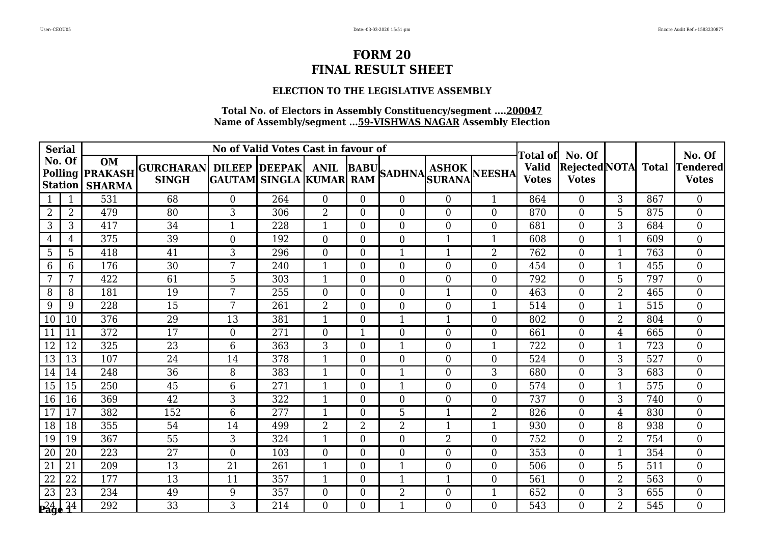# FORM 20
# FINAL RESULT SHEET

### ELECTION TO THE LEGISLATIVE ASSEMBLY

**Total No. of Electors in Assembly Constituency/segment ....200047**
**Name of Assembly/segment ...59-VISHWAS NAGAR Assembly Election**

| Serial No. Of Polling Station | | No of Valid Votes Cast in favour of | | | | | | | | | Total of Valid Votes | No. Of Rejected Votes | NOTA | Total | No. Of Tendered Votes |
|---|---|---|---|---|---|---|---|---|---|---|---|---|---|---|---|
| | | OM PRAKASH SHARMA | GURCHARAN SINGH | DILEEP GAUTAM | DEEPAK SINGLA | ANIL KUMAR | BABU RAM | SADHNA | ASHOK SURANA | NEESHA | | | | | |
| 1 | 1 | 531 | 68 | 0 | 264 | 0 | 0 | 0 | 0 | 1 | 864 | 0 | 3 | 867 | 0 |
| 2 | 2 | 479 | 80 | 3 | 306 | 2 | 0 | 0 | 0 | 0 | 870 | 0 | 5 | 875 | 0 |
| 3 | 3 | 417 | 34 | 1 | 228 | 1 | 0 | 0 | 0 | 0 | 681 | 0 | 3 | 684 | 0 |
| 4 | 4 | 375 | 39 | 0 | 192 | 0 | 0 | 0 | 1 | 1 | 608 | 0 | 1 | 609 | 0 |
| 5 | 5 | 418 | 41 | 3 | 296 | 0 | 0 | 1 | 1 | 2 | 762 | 0 | 1 | 763 | 0 |
| 6 | 6 | 176 | 30 | 7 | 240 | 1 | 0 | 0 | 0 | 0 | 454 | 0 | 1 | 455 | 0 |
| 7 | 7 | 422 | 61 | 5 | 303 | 1 | 0 | 0 | 0 | 0 | 792 | 0 | 5 | 797 | 0 |
| 8 | 8 | 181 | 19 | 7 | 255 | 0 | 0 | 0 | 1 | 0 | 463 | 0 | 2 | 465 | 0 |
| 9 | 9 | 228 | 15 | 7 | 261 | 2 | 0 | 0 | 0 | 1 | 514 | 0 | 1 | 515 | 0 |
| 10 | 10 | 376 | 29 | 13 | 381 | 1 | 0 | 1 | 1 | 0 | 802 | 0 | 2 | 804 | 0 |
| 11 | 11 | 372 | 17 | 0 | 271 | 0 | 1 | 0 | 0 | 0 | 661 | 0 | 4 | 665 | 0 |
| 12 | 12 | 325 | 23 | 6 | 363 | 3 | 0 | 1 | 0 | 1 | 722 | 0 | 1 | 723 | 0 |
| 13 | 13 | 107 | 24 | 14 | 378 | 1 | 0 | 0 | 0 | 0 | 524 | 0 | 3 | 527 | 0 |
| 14 | 14 | 248 | 36 | 8 | 383 | 1 | 0 | 1 | 0 | 3 | 680 | 0 | 3 | 683 | 0 |
| 15 | 15 | 250 | 45 | 6 | 271 | 1 | 0 | 1 | 0 | 0 | 574 | 0 | 1 | 575 | 0 |
| 16 | 16 | 369 | 42 | 3 | 322 | 1 | 0 | 0 | 0 | 0 | 737 | 0 | 3 | 740 | 0 |
| 17 | 17 | 382 | 152 | 6 | 277 | 1 | 0 | 5 | 1 | 2 | 826 | 0 | 4 | 830 | 0 |
| 18 | 18 | 355 | 54 | 14 | 499 | 2 | 2 | 2 | 1 | 1 | 930 | 0 | 8 | 938 | 0 |
| 19 | 19 | 367 | 55 | 3 | 324 | 1 | 0 | 0 | 2 | 0 | 752 | 0 | 2 | 754 | 0 |
| 20 | 20 | 223 | 27 | 0 | 103 | 0 | 0 | 0 | 0 | 0 | 353 | 0 | 1 | 354 | 0 |
| 21 | 21 | 209 | 13 | 21 | 261 | 1 | 0 | 1 | 0 | 0 | 506 | 0 | 5 | 511 | 0 |
| 22 | 22 | 177 | 13 | 11 | 357 | 1 | 0 | 1 | 1 | 0 | 561 | 0 | 2 | 563 | 0 |
| 23 | 23 | 234 | 49 | 9 | 357 | 0 | 0 | 2 | 0 | 1 | 652 | 0 | 3 | 655 | 0 |
| 24 | 24 | 292 | 33 | 3 | 214 | 0 | 0 | 1 | 0 | 0 | 543 | 0 | 2 | 545 | 0 |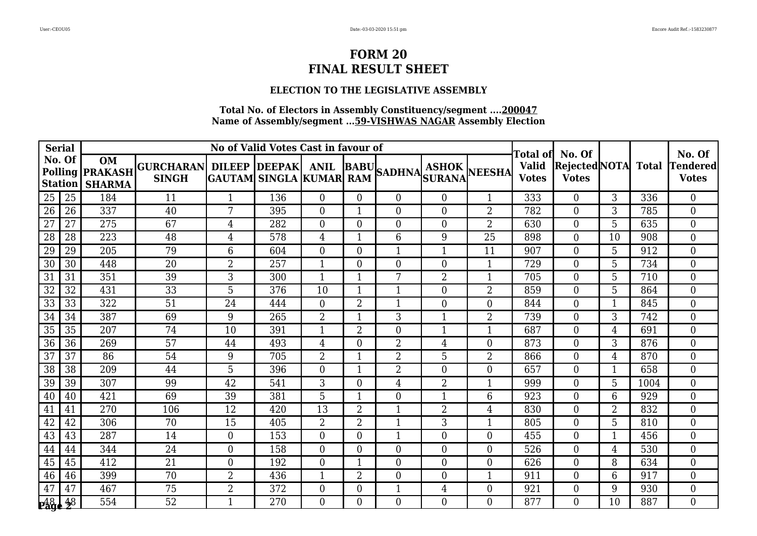# FORM 20
# FINAL RESULT SHEET

### ELECTION TO THE LEGISLATIVE ASSEMBLY

**Total No. of Electors in Assembly Constituency/segment ....200047**
**Name of Assembly/segment ...59-VISHWAS NAGAR Assembly Election**

| Serial No. Of Polling Station | | No of Valid Votes Cast in favour of | | | | | | | | | Total of Valid Votes | No. Of Rejected Votes | NOTA | Total | No. Of Tendered Votes |
|---|---|---|---|---|---|---|---|---|---|---|---|---|---|---|---|
| | | OM PRAKASH SHARMA | GURCHARAN SINGH | DILEEP GAUTAM | DEEPAK SINGLA | ANIL KUMAR | BABU RAM | SADHNA | ASHOK SURANA | NEESHA | | | | | |
| 25 | 25 | 184 | 11 | 1 | 136 | 0 | 0 | 0 | 0 | 1 | 333 | 0 | 3 | 336 | 0 |
| 26 | 26 | 337 | 40 | 7 | 395 | 0 | 1 | 0 | 0 | 2 | 782 | 0 | 3 | 785 | 0 |
| 27 | 27 | 275 | 67 | 4 | 282 | 0 | 0 | 0 | 0 | 2 | 630 | 0 | 5 | 635 | 0 |
| 28 | 28 | 223 | 48 | 4 | 578 | 4 | 1 | 6 | 9 | 25 | 898 | 0 | 10 | 908 | 0 |
| 29 | 29 | 205 | 79 | 6 | 604 | 0 | 0 | 1 | 1 | 11 | 907 | 0 | 5 | 912 | 0 |
| 30 | 30 | 448 | 20 | 2 | 257 | 1 | 0 | 0 | 0 | 1 | 729 | 0 | 5 | 734 | 0 |
| 31 | 31 | 351 | 39 | 3 | 300 | 1 | 1 | 7 | 2 | 1 | 705 | 0 | 5 | 710 | 0 |
| 32 | 32 | 431 | 33 | 5 | 376 | 10 | 1 | 1 | 0 | 2 | 859 | 0 | 5 | 864 | 0 |
| 33 | 33 | 322 | 51 | 24 | 444 | 0 | 2 | 1 | 0 | 0 | 844 | 0 | 1 | 845 | 0 |
| 34 | 34 | 387 | 69 | 9 | 265 | 2 | 1 | 3 | 1 | 2 | 739 | 0 | 3 | 742 | 0 |
| 35 | 35 | 207 | 74 | 10 | 391 | 1 | 2 | 0 | 1 | 1 | 687 | 0 | 4 | 691 | 0 |
| 36 | 36 | 269 | 57 | 44 | 493 | 4 | 0 | 2 | 4 | 0 | 873 | 0 | 3 | 876 | 0 |
| 37 | 37 | 86 | 54 | 9 | 705 | 2 | 1 | 2 | 5 | 2 | 866 | 0 | 4 | 870 | 0 |
| 38 | 38 | 209 | 44 | 5 | 396 | 0 | 1 | 2 | 0 | 0 | 657 | 0 | 1 | 658 | 0 |
| 39 | 39 | 307 | 99 | 42 | 541 | 3 | 0 | 4 | 2 | 1 | 999 | 0 | 5 | 1004 | 0 |
| 40 | 40 | 421 | 69 | 39 | 381 | 5 | 1 | 0 | 1 | 6 | 923 | 0 | 6 | 929 | 0 |
| 41 | 41 | 270 | 106 | 12 | 420 | 13 | 2 | 1 | 2 | 4 | 830 | 0 | 2 | 832 | 0 |
| 42 | 42 | 306 | 70 | 15 | 405 | 2 | 2 | 1 | 3 | 1 | 805 | 0 | 5 | 810 | 0 |
| 43 | 43 | 287 | 14 | 0 | 153 | 0 | 0 | 1 | 0 | 0 | 455 | 0 | 1 | 456 | 0 |
| 44 | 44 | 344 | 24 | 0 | 158 | 0 | 0 | 0 | 0 | 0 | 526 | 0 | 4 | 530 | 0 |
| 45 | 45 | 412 | 21 | 0 | 192 | 0 | 1 | 0 | 0 | 0 | 626 | 0 | 8 | 634 | 0 |
| 46 | 46 | 399 | 70 | 2 | 436 | 1 | 2 | 0 | 0 | 1 | 911 | 0 | 6 | 917 | 0 |
| 47 | 47 | 467 | 75 | 2 | 372 | 0 | 0 | 1 | 4 | 0 | 921 | 0 | 9 | 930 | 0 |
| 48 | 48 | 554 | 52 | 1 | 270 | 0 | 0 | 0 | 0 | 0 | 877 | 0 | 10 | 887 | 0 |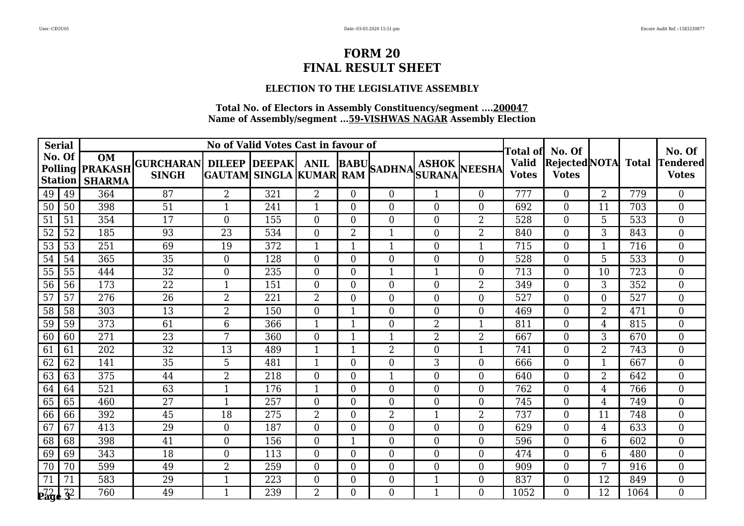# FORM 20
# FINAL RESULT SHEET

### ELECTION TO THE LEGISLATIVE ASSEMBLY

**Total No. of Electors in Assembly Constituency/segment ....200047**
**Name of Assembly/segment ...59-VISHWAS NAGAR Assembly Election**

| Serial No. Of Polling Station | | No of Valid Votes Cast in favour of | | | | | | | | | Total of Valid Votes | No. Of Rejected Votes | NOTA | Total | No. Of Tendered Votes |
|---|---|---|---|---|---|---|---|---|---|---|---|---|---|---|---|
| | | OM PRAKASH SHARMA | GURCHARAN SINGH | DILEEP GAUTAM | DEEPAK SINGLA | ANIL KUMAR | BABU RAM | SADHNA | ASHOK SURANA | NEESHA | | | | | |
| 49 | 49 | 364 | 87 | 2 | 321 | 2 | 0 | 0 | 1 | 0 | 777 | 0 | 2 | 779 | 0 |
| 50 | 50 | 398 | 51 | 1 | 241 | 1 | 0 | 0 | 0 | 0 | 692 | 0 | 11 | 703 | 0 |
| 51 | 51 | 354 | 17 | 0 | 155 | 0 | 0 | 0 | 0 | 2 | 528 | 0 | 5 | 533 | 0 |
| 52 | 52 | 185 | 93 | 23 | 534 | 0 | 2 | 1 | 0 | 2 | 840 | 0 | 3 | 843 | 0 |
| 53 | 53 | 251 | 69 | 19 | 372 | 1 | 1 | 1 | 0 | 1 | 715 | 0 | 1 | 716 | 0 |
| 54 | 54 | 365 | 35 | 0 | 128 | 0 | 0 | 0 | 0 | 0 | 528 | 0 | 5 | 533 | 0 |
| 55 | 55 | 444 | 32 | 0 | 235 | 0 | 0 | 1 | 1 | 0 | 713 | 0 | 10 | 723 | 0 |
| 56 | 56 | 173 | 22 | 1 | 151 | 0 | 0 | 0 | 0 | 2 | 349 | 0 | 3 | 352 | 0 |
| 57 | 57 | 276 | 26 | 2 | 221 | 2 | 0 | 0 | 0 | 0 | 527 | 0 | 0 | 527 | 0 |
| 58 | 58 | 303 | 13 | 2 | 150 | 0 | 1 | 0 | 0 | 0 | 469 | 0 | 2 | 471 | 0 |
| 59 | 59 | 373 | 61 | 6 | 366 | 1 | 1 | 0 | 2 | 1 | 811 | 0 | 4 | 815 | 0 |
| 60 | 60 | 271 | 23 | 7 | 360 | 0 | 1 | 1 | 2 | 2 | 667 | 0 | 3 | 670 | 0 |
| 61 | 61 | 202 | 32 | 13 | 489 | 1 | 1 | 2 | 0 | 1 | 741 | 0 | 2 | 743 | 0 |
| 62 | 62 | 141 | 35 | 5 | 481 | 1 | 0 | 0 | 3 | 0 | 666 | 0 | 1 | 667 | 0 |
| 63 | 63 | 375 | 44 | 2 | 218 | 0 | 0 | 1 | 0 | 0 | 640 | 0 | 2 | 642 | 0 |
| 64 | 64 | 521 | 63 | 1 | 176 | 1 | 0 | 0 | 0 | 0 | 762 | 0 | 4 | 766 | 0 |
| 65 | 65 | 460 | 27 | 1 | 257 | 0 | 0 | 0 | 0 | 0 | 745 | 0 | 4 | 749 | 0 |
| 66 | 66 | 392 | 45 | 18 | 275 | 2 | 0 | 2 | 1 | 2 | 737 | 0 | 11 | 748 | 0 |
| 67 | 67 | 413 | 29 | 0 | 187 | 0 | 0 | 0 | 0 | 0 | 629 | 0 | 4 | 633 | 0 |
| 68 | 68 | 398 | 41 | 0 | 156 | 0 | 1 | 0 | 0 | 0 | 596 | 0 | 6 | 602 | 0 |
| 69 | 69 | 343 | 18 | 0 | 113 | 0 | 0 | 0 | 0 | 0 | 474 | 0 | 6 | 480 | 0 |
| 70 | 70 | 599 | 49 | 2 | 259 | 0 | 0 | 0 | 0 | 0 | 909 | 0 | 7 | 916 | 0 |
| 71 | 71 | 583 | 29 | 1 | 223 | 0 | 0 | 0 | 1 | 0 | 837 | 0 | 12 | 849 | 0 |
| 72 | 72 | 760 | 49 | 1 | 239 | 2 | 0 | 0 | 1 | 0 | 1052 | 0 | 12 | 1064 | 0 |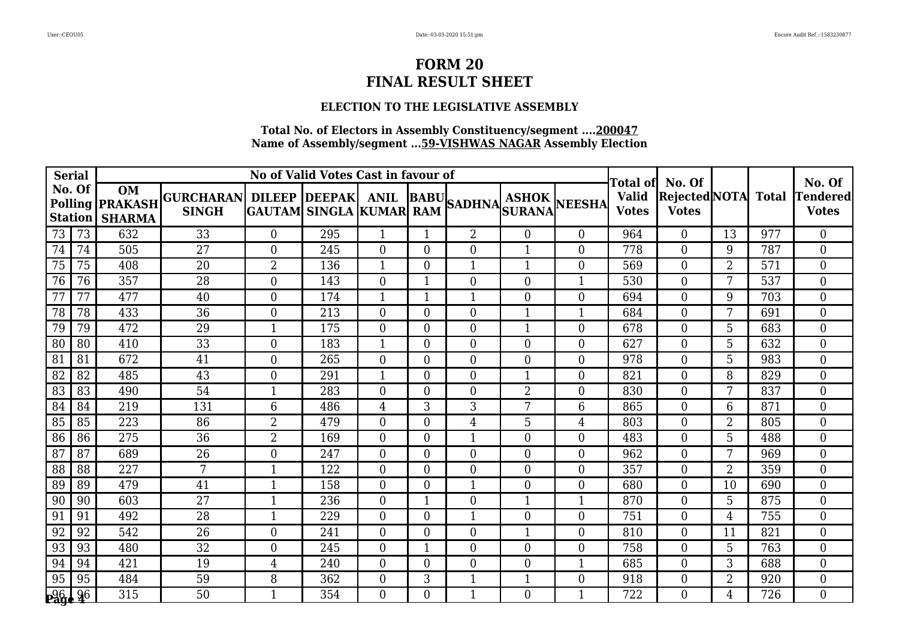# FORM 20
# FINAL RESULT SHEET

### ELECTION TO THE LEGISLATIVE ASSEMBLY

**Total No. of Electors in Assembly Constituency/segment ....200047**
**Name of Assembly/segment ...59-VISHWAS NAGAR Assembly Election**

| Serial No. Of Polling Station | | No of Valid Votes Cast in favour of | | | | | | | | | Total of Valid Votes | No. Of Rejected Votes | NOTA | Total | No. Of Tendered Votes |
|---|---|---|---|---|---|---|---|---|---|---|---|---|---|---|---|
| | | OM PRAKASH SHARMA | GURCHARAN SINGH | DILEEP GAUTAM | DEEPAK SINGLA | ANIL KUMAR | BABU RAM | SADHNA | ASHOK SURANA | NEESHA | | | | | |
| 73 | 73 | 632 | 33 | 0 | 295 | 1 | 1 | 2 | 0 | 0 | 964 | 0 | 13 | 977 | 0 |
| 74 | 74 | 505 | 27 | 0 | 245 | 0 | 0 | 0 | 1 | 0 | 778 | 0 | 9 | 787 | 0 |
| 75 | 75 | 408 | 20 | 2 | 136 | 1 | 0 | 1 | 1 | 0 | 569 | 0 | 2 | 571 | 0 |
| 76 | 76 | 357 | 28 | 0 | 143 | 0 | 1 | 0 | 0 | 1 | 530 | 0 | 7 | 537 | 0 |
| 77 | 77 | 477 | 40 | 0 | 174 | 1 | 1 | 1 | 0 | 0 | 694 | 0 | 9 | 703 | 0 |
| 78 | 78 | 433 | 36 | 0 | 213 | 0 | 0 | 0 | 1 | 1 | 684 | 0 | 7 | 691 | 0 |
| 79 | 79 | 472 | 29 | 1 | 175 | 0 | 0 | 0 | 1 | 0 | 678 | 0 | 5 | 683 | 0 |
| 80 | 80 | 410 | 33 | 0 | 183 | 1 | 0 | 0 | 0 | 0 | 627 | 0 | 5 | 632 | 0 |
| 81 | 81 | 672 | 41 | 0 | 265 | 0 | 0 | 0 | 0 | 0 | 978 | 0 | 5 | 983 | 0 |
| 82 | 82 | 485 | 43 | 0 | 291 | 1 | 0 | 0 | 1 | 0 | 821 | 0 | 8 | 829 | 0 |
| 83 | 83 | 490 | 54 | 1 | 283 | 0 | 0 | 0 | 2 | 0 | 830 | 0 | 7 | 837 | 0 |
| 84 | 84 | 219 | 131 | 6 | 486 | 4 | 3 | 3 | 7 | 6 | 865 | 0 | 6 | 871 | 0 |
| 85 | 85 | 223 | 86 | 2 | 479 | 0 | 0 | 4 | 5 | 4 | 803 | 0 | 2 | 805 | 0 |
| 86 | 86 | 275 | 36 | 2 | 169 | 0 | 0 | 1 | 0 | 0 | 483 | 0 | 5 | 488 | 0 |
| 87 | 87 | 689 | 26 | 0 | 247 | 0 | 0 | 0 | 0 | 0 | 962 | 0 | 7 | 969 | 0 |
| 88 | 88 | 227 | 7 | 1 | 122 | 0 | 0 | 0 | 0 | 0 | 357 | 0 | 2 | 359 | 0 |
| 89 | 89 | 479 | 41 | 1 | 158 | 0 | 0 | 1 | 0 | 0 | 680 | 0 | 10 | 690 | 0 |
| 90 | 90 | 603 | 27 | 1 | 236 | 0 | 1 | 0 | 1 | 1 | 870 | 0 | 5 | 875 | 0 |
| 91 | 91 | 492 | 28 | 1 | 229 | 0 | 0 | 1 | 0 | 0 | 751 | 0 | 4 | 755 | 0 |
| 92 | 92 | 542 | 26 | 0 | 241 | 0 | 0 | 0 | 1 | 0 | 810 | 0 | 11 | 821 | 0 |
| 93 | 93 | 480 | 32 | 0 | 245 | 0 | 1 | 0 | 0 | 0 | 758 | 0 | 5 | 763 | 0 |
| 94 | 94 | 421 | 19 | 4 | 240 | 0 | 0 | 0 | 0 | 1 | 685 | 0 | 3 | 688 | 0 |
| 95 | 95 | 484 | 59 | 8 | 362 | 0 | 3 | 1 | 1 | 0 | 918 | 0 | 2 | 920 | 0 |
| 96 | 96 | 315 | 50 | 1 | 354 | 0 | 0 | 1 | 0 | 1 | 722 | 0 | 4 | 726 | 0 |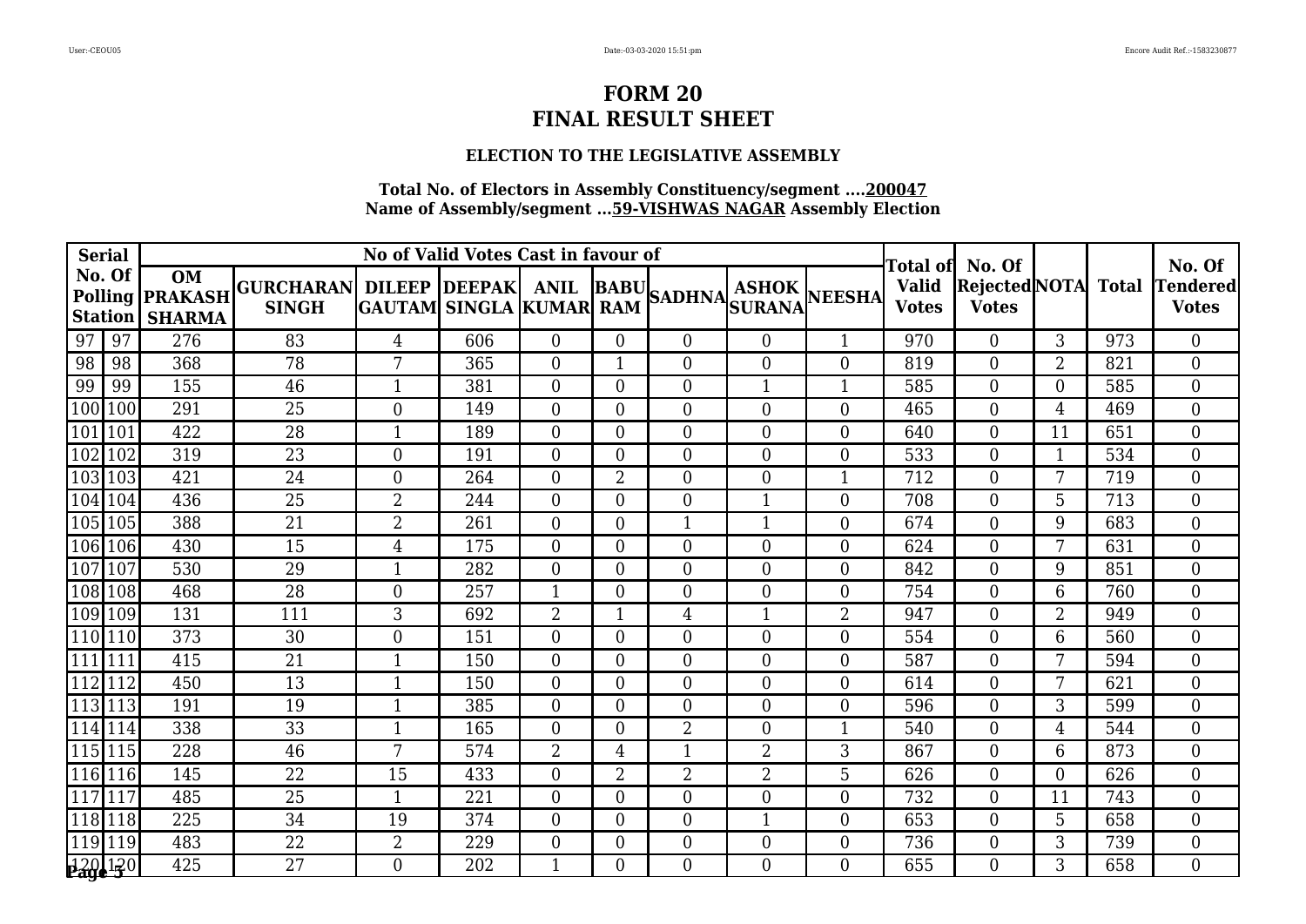# FORM 20
# FINAL RESULT SHEET

### ELECTION TO THE LEGISLATIVE ASSEMBLY

**Total No. of Electors in Assembly Constituency/segment ....200047**
**Name of Assembly/segment ...59-VISHWAS NAGAR Assembly Election**

| Serial No. Of Polling Station | | No of Valid Votes Cast in favour of | | | | | | | | | Total of Valid Votes | No. Of Rejected Votes | NOTA | Total | No. Of Tendered Votes |
|---|---|---|---|---|---|---|---|---|---|---|---|---|---|---|---|
| | | OM PRAKASH SHARMA | GURCHARAN SINGH | DILEEP GAUTAM | DEEPAK SINGLA | ANIL KUMAR | BABU RAM | SADHNA | ASHOK SURANA | NEESHA | | | | | |
| 97 | 97 | 276 | 83 | 4 | 606 | 0 | 0 | 0 | 0 | 1 | 970 | 0 | 3 | 973 | 0 |
| 98 | 98 | 368 | 78 | 7 | 365 | 0 | 1 | 0 | 0 | 0 | 819 | 0 | 2 | 821 | 0 |
| 99 | 99 | 155 | 46 | 1 | 381 | 0 | 0 | 0 | 1 | 1 | 585 | 0 | 0 | 585 | 0 |
| 100 | 100 | 291 | 25 | 0 | 149 | 0 | 0 | 0 | 0 | 0 | 465 | 0 | 4 | 469 | 0 |
| 101 | 101 | 422 | 28 | 1 | 189 | 0 | 0 | 0 | 0 | 0 | 640 | 0 | 11 | 651 | 0 |
| 102 | 102 | 319 | 23 | 0 | 191 | 0 | 0 | 0 | 0 | 0 | 533 | 0 | 1 | 534 | 0 |
| 103 | 103 | 421 | 24 | 0 | 264 | 0 | 2 | 0 | 0 | 1 | 712 | 0 | 7 | 719 | 0 |
| 104 | 104 | 436 | 25 | 2 | 244 | 0 | 0 | 0 | 1 | 0 | 708 | 0 | 5 | 713 | 0 |
| 105 | 105 | 388 | 21 | 2 | 261 | 0 | 0 | 1 | 1 | 0 | 674 | 0 | 9 | 683 | 0 |
| 106 | 106 | 430 | 15 | 4 | 175 | 0 | 0 | 0 | 0 | 0 | 624 | 0 | 7 | 631 | 0 |
| 107 | 107 | 530 | 29 | 1 | 282 | 0 | 0 | 0 | 0 | 0 | 842 | 0 | 9 | 851 | 0 |
| 108 | 108 | 468 | 28 | 0 | 257 | 1 | 0 | 0 | 0 | 0 | 754 | 0 | 6 | 760 | 0 |
| 109 | 109 | 131 | 111 | 3 | 692 | 2 | 1 | 4 | 1 | 2 | 947 | 0 | 2 | 949 | 0 |
| 110 | 110 | 373 | 30 | 0 | 151 | 0 | 0 | 0 | 0 | 0 | 554 | 0 | 6 | 560 | 0 |
| 111 | 111 | 415 | 21 | 1 | 150 | 0 | 0 | 0 | 0 | 0 | 587 | 0 | 7 | 594 | 0 |
| 112 | 112 | 450 | 13 | 1 | 150 | 0 | 0 | 0 | 0 | 0 | 614 | 0 | 7 | 621 | 0 |
| 113 | 113 | 191 | 19 | 1 | 385 | 0 | 0 | 0 | 0 | 0 | 596 | 0 | 3 | 599 | 0 |
| 114 | 114 | 338 | 33 | 1 | 165 | 0 | 0 | 2 | 0 | 1 | 540 | 0 | 4 | 544 | 0 |
| 115 | 115 | 228 | 46 | 7 | 574 | 2 | 4 | 1 | 2 | 3 | 867 | 0 | 6 | 873 | 0 |
| 116 | 116 | 145 | 22 | 15 | 433 | 0 | 2 | 2 | 2 | 5 | 626 | 0 | 0 | 626 | 0 |
| 117 | 117 | 485 | 25 | 1 | 221 | 0 | 0 | 0 | 0 | 0 | 732 | 0 | 11 | 743 | 0 |
| 118 | 118 | 225 | 34 | 19 | 374 | 0 | 0 | 0 | 1 | 0 | 653 | 0 | 5 | 658 | 0 |
| 119 | 119 | 483 | 22 | 2 | 229 | 0 | 0 | 0 | 0 | 0 | 736 | 0 | 3 | 739 | 0 |
| 120 | 120 | 425 | 27 | 0 | 202 | 1 | 0 | 0 | 0 | 0 | 655 | 0 | 3 | 658 | 0 |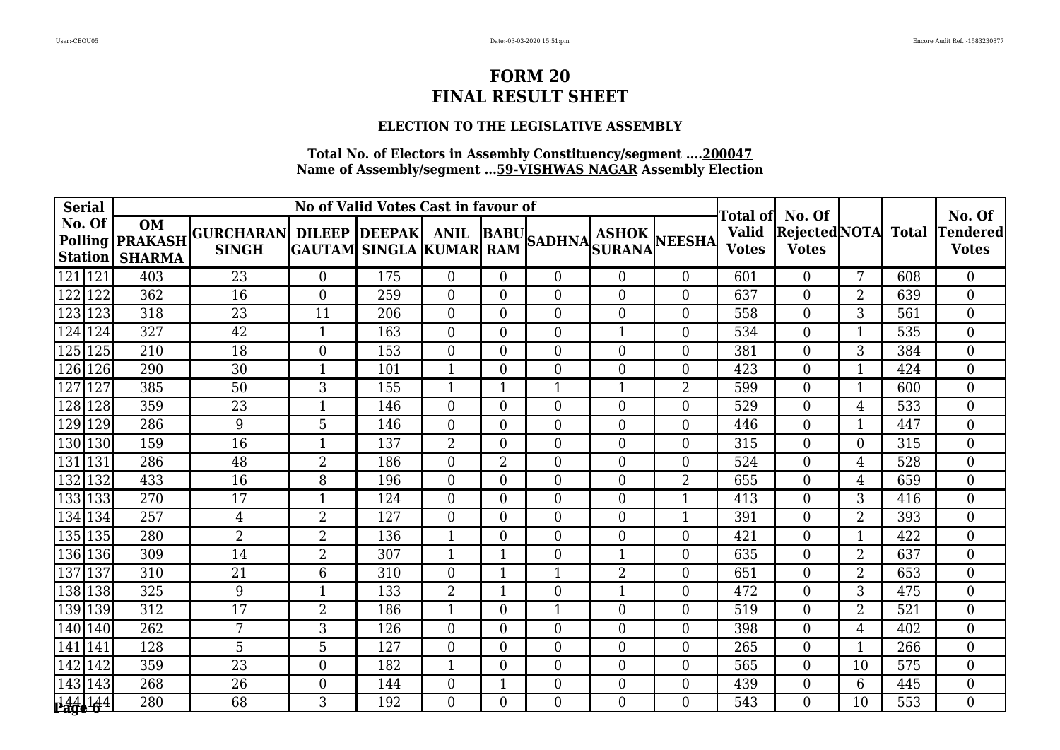# FORM 20
# FINAL RESULT SHEET

### ELECTION TO THE LEGISLATIVE ASSEMBLY

**Total No. of Electors in Assembly Constituency/segment ....200047**
**Name of Assembly/segment ...59-VISHWAS NAGAR Assembly Election**

| Serial No. Of Polling Station | | No of Valid Votes Cast in favour of | | | | | | | | | Total of Valid Votes | No. Of Rejected Votes | NOTA | Total | No. Of Tendered Votes |
|---|---|---|---|---|---|---|---|---|---|---|---|---|---|---|---|
| | | OM PRAKASH SHARMA | GURCHARAN SINGH | DILEEP GAUTAM | DEEPAK SINGLA | ANIL KUMAR | BABU RAM | SADHNA | ASHOK SURANA | NEESHA | | | | | |
| 121 | 121 | 403 | 23 | 0 | 175 | 0 | 0 | 0 | 0 | 0 | 601 | 0 | 7 | 608 | 0 |
| 122 | 122 | 362 | 16 | 0 | 259 | 0 | 0 | 0 | 0 | 0 | 637 | 0 | 2 | 639 | 0 |
| 123 | 123 | 318 | 23 | 11 | 206 | 0 | 0 | 0 | 0 | 0 | 558 | 0 | 3 | 561 | 0 |
| 124 | 124 | 327 | 42 | 1 | 163 | 0 | 0 | 0 | 1 | 0 | 534 | 0 | 1 | 535 | 0 |
| 125 | 125 | 210 | 18 | 0 | 153 | 0 | 0 | 0 | 0 | 0 | 381 | 0 | 3 | 384 | 0 |
| 126 | 126 | 290 | 30 | 1 | 101 | 1 | 0 | 0 | 0 | 0 | 423 | 0 | 1 | 424 | 0 |
| 127 | 127 | 385 | 50 | 3 | 155 | 1 | 1 | 1 | 1 | 2 | 599 | 0 | 1 | 600 | 0 |
| 128 | 128 | 359 | 23 | 1 | 146 | 0 | 0 | 0 | 0 | 0 | 529 | 0 | 4 | 533 | 0 |
| 129 | 129 | 286 | 9 | 5 | 146 | 0 | 0 | 0 | 0 | 0 | 446 | 0 | 1 | 447 | 0 |
| 130 | 130 | 159 | 16 | 1 | 137 | 2 | 0 | 0 | 0 | 0 | 315 | 0 | 0 | 315 | 0 |
| 131 | 131 | 286 | 48 | 2 | 186 | 0 | 2 | 0 | 0 | 0 | 524 | 0 | 4 | 528 | 0 |
| 132 | 132 | 433 | 16 | 8 | 196 | 0 | 0 | 0 | 0 | 2 | 655 | 0 | 4 | 659 | 0 |
| 133 | 133 | 270 | 17 | 1 | 124 | 0 | 0 | 0 | 0 | 1 | 413 | 0 | 3 | 416 | 0 |
| 134 | 134 | 257 | 4 | 2 | 127 | 0 | 0 | 0 | 0 | 1 | 391 | 0 | 2 | 393 | 0 |
| 135 | 135 | 280 | 2 | 2 | 136 | 1 | 0 | 0 | 0 | 0 | 421 | 0 | 1 | 422 | 0 |
| 136 | 136 | 309 | 14 | 2 | 307 | 1 | 1 | 0 | 1 | 0 | 635 | 0 | 2 | 637 | 0 |
| 137 | 137 | 310 | 21 | 6 | 310 | 0 | 1 | 1 | 2 | 0 | 651 | 0 | 2 | 653 | 0 |
| 138 | 138 | 325 | 9 | 1 | 133 | 2 | 1 | 0 | 1 | 0 | 472 | 0 | 3 | 475 | 0 |
| 139 | 139 | 312 | 17 | 2 | 186 | 1 | 0 | 1 | 0 | 0 | 519 | 0 | 2 | 521 | 0 |
| 140 | 140 | 262 | 7 | 3 | 126 | 0 | 0 | 0 | 0 | 0 | 398 | 0 | 4 | 402 | 0 |
| 141 | 141 | 128 | 5 | 5 | 127 | 0 | 0 | 0 | 0 | 0 | 265 | 0 | 1 | 266 | 0 |
| 142 | 142 | 359 | 23 | 0 | 182 | 1 | 0 | 0 | 0 | 0 | 565 | 0 | 10 | 575 | 0 |
| 143 | 143 | 268 | 26 | 0 | 144 | 0 | 1 | 0 | 0 | 0 | 439 | 0 | 6 | 445 | 0 |
| 144 | 144 | 280 | 68 | 3 | 192 | 0 | 0 | 0 | 0 | 0 | 543 | 0 | 10 | 553 | 0 |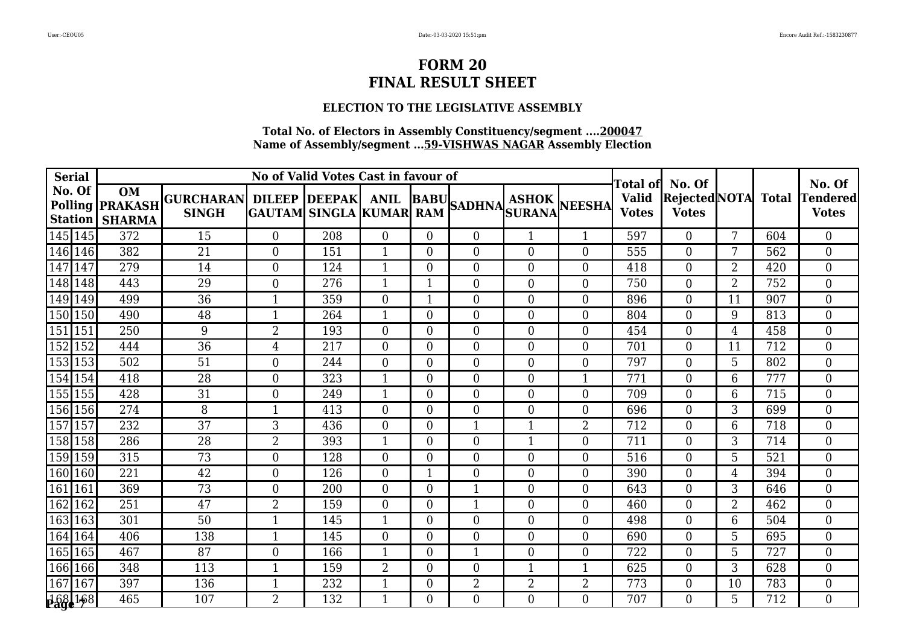# FORM 20
# FINAL RESULT SHEET

### ELECTION TO THE LEGISLATIVE ASSEMBLY

**Total No. of Electors in Assembly Constituency/segment ....200047**
**Name of Assembly/segment ...59-VISHWAS NAGAR Assembly Election**

| Serial No. Of Polling Station | | No of Valid Votes Cast in favour of | | | | | | | | | Total of Valid Votes | No. Of Rejected Votes | NOTA | Total | No. Of Tendered Votes |
|---|---|---|---|---|---|---|---|---|---|---|---|---|---|---|---|
| | | OM PRAKASH SHARMA | GURCHARAN SINGH | DILEEP GAUTAM | DEEPAK SINGLA | ANIL KUMAR | BABU RAM | SADHNA | ASHOK SURANA | NEESHA | | | | | |
| 145 | 145 | 372 | 15 | 0 | 208 | 0 | 0 | 0 | 1 | 1 | 597 | 0 | 7 | 604 | 0 |
| 146 | 146 | 382 | 21 | 0 | 151 | 1 | 0 | 0 | 0 | 0 | 555 | 0 | 7 | 562 | 0 |
| 147 | 147 | 279 | 14 | 0 | 124 | 1 | 0 | 0 | 0 | 0 | 418 | 0 | 2 | 420 | 0 |
| 148 | 148 | 443 | 29 | 0 | 276 | 1 | 1 | 0 | 0 | 0 | 750 | 0 | 2 | 752 | 0 |
| 149 | 149 | 499 | 36 | 1 | 359 | 0 | 1 | 0 | 0 | 0 | 896 | 0 | 11 | 907 | 0 |
| 150 | 150 | 490 | 48 | 1 | 264 | 1 | 0 | 0 | 0 | 0 | 804 | 0 | 9 | 813 | 0 |
| 151 | 151 | 250 | 9 | 2 | 193 | 0 | 0 | 0 | 0 | 0 | 454 | 0 | 4 | 458 | 0 |
| 152 | 152 | 444 | 36 | 4 | 217 | 0 | 0 | 0 | 0 | 0 | 701 | 0 | 11 | 712 | 0 |
| 153 | 153 | 502 | 51 | 0 | 244 | 0 | 0 | 0 | 0 | 0 | 797 | 0 | 5 | 802 | 0 |
| 154 | 154 | 418 | 28 | 0 | 323 | 1 | 0 | 0 | 0 | 1 | 771 | 0 | 6 | 777 | 0 |
| 155 | 155 | 428 | 31 | 0 | 249 | 1 | 0 | 0 | 0 | 0 | 709 | 0 | 6 | 715 | 0 |
| 156 | 156 | 274 | 8 | 1 | 413 | 0 | 0 | 0 | 0 | 0 | 696 | 0 | 3 | 699 | 0 |
| 157 | 157 | 232 | 37 | 3 | 436 | 0 | 0 | 1 | 1 | 2 | 712 | 0 | 6 | 718 | 0 |
| 158 | 158 | 286 | 28 | 2 | 393 | 1 | 0 | 0 | 1 | 0 | 711 | 0 | 3 | 714 | 0 |
| 159 | 159 | 315 | 73 | 0 | 128 | 0 | 0 | 0 | 0 | 0 | 516 | 0 | 5 | 521 | 0 |
| 160 | 160 | 221 | 42 | 0 | 126 | 0 | 1 | 0 | 0 | 0 | 390 | 0 | 4 | 394 | 0 |
| 161 | 161 | 369 | 73 | 0 | 200 | 0 | 0 | 1 | 0 | 0 | 643 | 0 | 3 | 646 | 0 |
| 162 | 162 | 251 | 47 | 2 | 159 | 0 | 0 | 1 | 0 | 0 | 460 | 0 | 2 | 462 | 0 |
| 163 | 163 | 301 | 50 | 1 | 145 | 1 | 0 | 0 | 0 | 0 | 498 | 0 | 6 | 504 | 0 |
| 164 | 164 | 406 | 138 | 1 | 145 | 0 | 0 | 0 | 0 | 0 | 690 | 0 | 5 | 695 | 0 |
| 165 | 165 | 467 | 87 | 0 | 166 | 1 | 0 | 1 | 0 | 0 | 722 | 0 | 5 | 727 | 0 |
| 166 | 166 | 348 | 113 | 1 | 159 | 2 | 0 | 0 | 1 | 1 | 625 | 0 | 3 | 628 | 0 |
| 167 | 167 | 397 | 136 | 1 | 232 | 1 | 0 | 2 | 2 | 2 | 773 | 0 | 10 | 783 | 0 |
| 168 | 168 | 465 | 107 | 2 | 132 | 1 | 0 | 0 | 0 | 0 | 707 | 0 | 5 | 712 | 0 |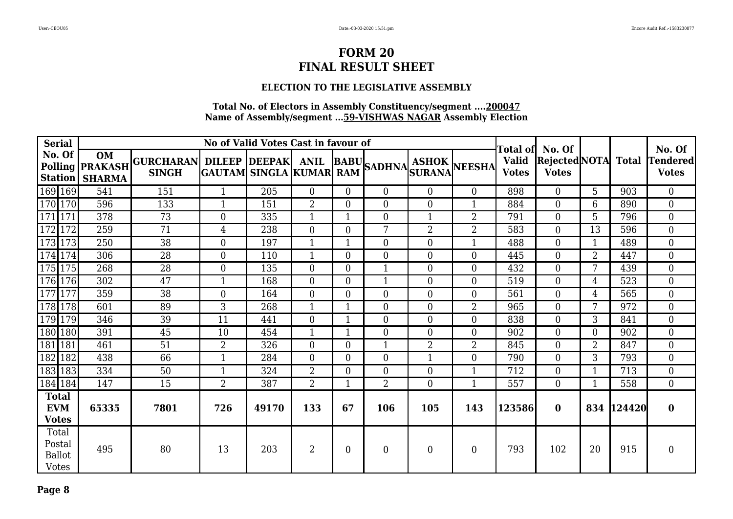# FORM 20
# FINAL RESULT SHEET

### ELECTION TO THE LEGISLATIVE ASSEMBLY

**Total No. of Electors in Assembly Constituency/segment ....200047**
**Name of Assembly/segment ...59-VISHWAS NAGAR Assembly Election**

| Serial No. Of Polling Station | | No of Valid Votes Cast in favour of | | | | | | | | | Total of Valid Votes | No. Of Rejected Votes | NOTA | Total | No. Of Tendered Votes |
|---|---|---|---|---|---|---|---|---|---|---|---|---|---|---|---|
| | | OM PRAKASH SHARMA | GURCHARAN SINGH | DILEEP GAUTAM | DEEPAK SINGLA | ANIL KUMAR | BABU RAM | SADHNA | ASHOK SURANA | NEESHA | | | | | |
| 169 | 169 | 541 | 151 | 1 | 205 | 0 | 0 | 0 | 0 | 0 | 898 | 0 | 5 | 903 | 0 |
| 170 | 170 | 596 | 133 | 1 | 151 | 2 | 0 | 0 | 0 | 1 | 884 | 0 | 6 | 890 | 0 |
| 171 | 171 | 378 | 73 | 0 | 335 | 1 | 1 | 0 | 1 | 2 | 791 | 0 | 5 | 796 | 0 |
| 172 | 172 | 259 | 71 | 4 | 238 | 0 | 0 | 7 | 2 | 2 | 583 | 0 | 13 | 596 | 0 |
| 173 | 173 | 250 | 38 | 0 | 197 | 1 | 1 | 0 | 0 | 1 | 488 | 0 | 1 | 489 | 0 |
| 174 | 174 | 306 | 28 | 0 | 110 | 1 | 0 | 0 | 0 | 0 | 445 | 0 | 2 | 447 | 0 |
| 175 | 175 | 268 | 28 | 0 | 135 | 0 | 0 | 1 | 0 | 0 | 432 | 0 | 7 | 439 | 0 |
| 176 | 176 | 302 | 47 | 1 | 168 | 0 | 0 | 1 | 0 | 0 | 519 | 0 | 4 | 523 | 0 |
| 177 | 177 | 359 | 38 | 0 | 164 | 0 | 0 | 0 | 0 | 0 | 561 | 0 | 4 | 565 | 0 |
| 178 | 178 | 601 | 89 | 3 | 268 | 1 | 1 | 0 | 0 | 2 | 965 | 0 | 7 | 972 | 0 |
| 179 | 179 | 346 | 39 | 11 | 441 | 0 | 1 | 0 | 0 | 0 | 838 | 0 | 3 | 841 | 0 |
| 180 | 180 | 391 | 45 | 10 | 454 | 1 | 1 | 0 | 0 | 0 | 902 | 0 | 0 | 902 | 0 |
| 181 | 181 | 461 | 51 | 2 | 326 | 0 | 0 | 1 | 2 | 2 | 845 | 0 | 2 | 847 | 0 |
| 182 | 182 | 438 | 66 | 1 | 284 | 0 | 0 | 0 | 1 | 0 | 790 | 0 | 3 | 793 | 0 |
| 183 | 183 | 334 | 50 | 1 | 324 | 2 | 0 | 0 | 0 | 1 | 712 | 0 | 1 | 713 | 0 |
| 184 | 184 | 147 | 15 | 2 | 387 | 2 | 1 | 2 | 0 | 1 | 557 | 0 | 1 | 558 | 0 |
| **Total EVM Votes** | | **65335** | **7801** | **726** | **49170** | **133** | **67** | **106** | **105** | **143** | **123586** | **0** | **834** | **124420** | **0** |
| Total Postal Ballot Votes | | 495 | 80 | 13 | 203 | 2 | 0 | 0 | 0 | 0 | 793 | 102 | 20 | 915 | 0 |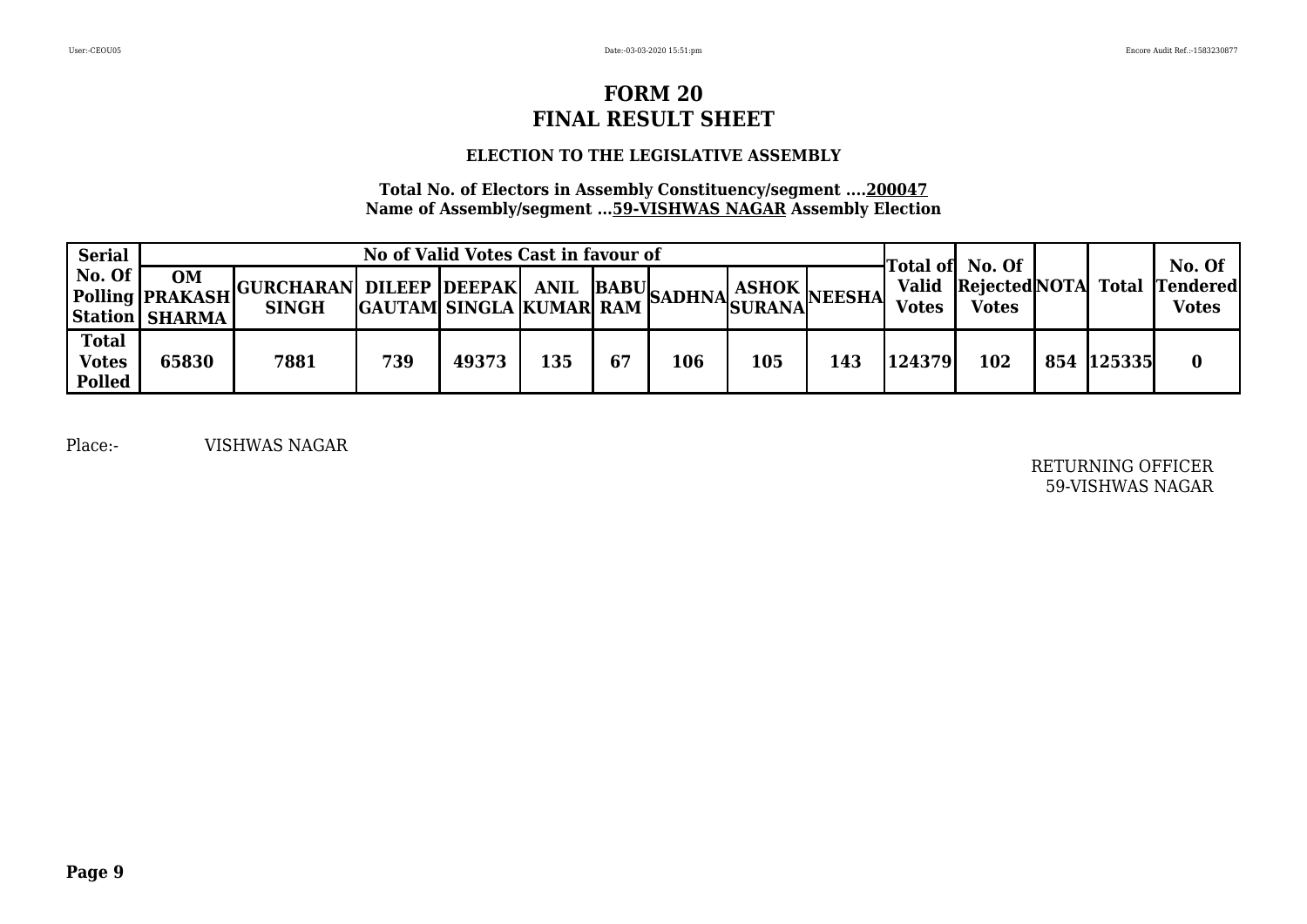# FORM 20
# FINAL RESULT SHEET

### ELECTION TO THE LEGISLATIVE ASSEMBLY

**Total No. of Electors in Assembly Constituency/segment ....200047**
**Name of Assembly/segment ...59-VISHWAS NAGAR Assembly Election**

| Serial No. Of Polling Station | No of Valid Votes Cast in favour of | | | | | | | | | Total of Valid Votes | No. Of Rejected Votes | NOTA | Total | No. Of Tendered Votes |
|---|---|---|---|---|---|---|---|---|---|---|---|---|---|---|
| | OM PRAKASH SHARMA | GURCHARAN SINGH | DILEEP GAUTAM | DEEPAK SINGLA | ANIL KUMAR | BABU RAM | SADHNA | ASHOK SURANA | NEESHA | | | | | |
| **Total Votes Polled** | **65830** | **7881** | **739** | **49373** | **135** | **67** | **106** | **105** | **143** | **124379** | **102** | **854** | **125335** | **0** |

Place:- VISHWAS NAGAR

RETURNING OFFICER
59-VISHWAS NAGAR